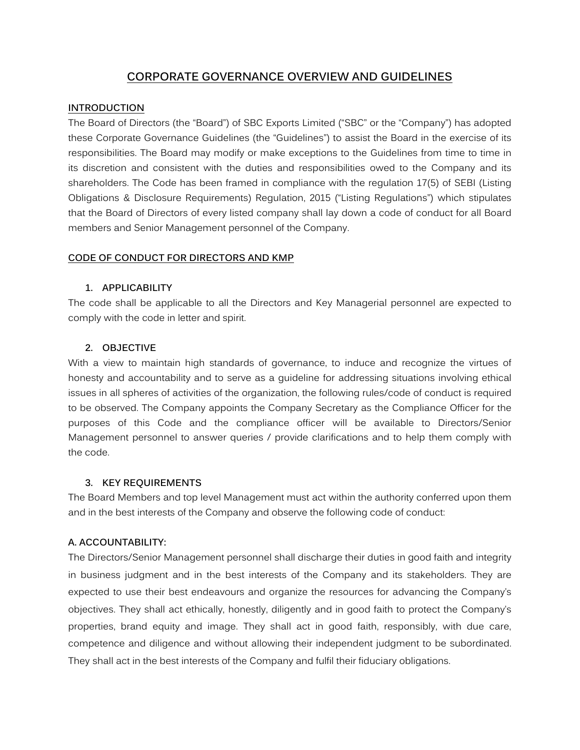# CORPORATE GOVERNANCE OVERVIEW AND GUIDELINES

## INTRODUCTION

The Board of Directors (the "Board") of SBC Exports Limited ("SBC" or the "Company") has adopted these Corporate Governance Guidelines (the "Guidelines") to assist the Board in the exercise of its responsibilities. The Board may modify or make exceptions to the Guidelines from time to time in its discretion and consistent with the duties and responsibilities owed to the Company and its shareholders. The Code has been framed in compliance with the regulation 17(5) of SEBI (Listing Obligations & Disclosure Requirements) Regulation, 2015 ("Listing Regulations") which stipulates that the Board of Directors of every listed company shall lay down a code of conduct for all Board members and Senior Management personnel of the Company.

## CODE OF CONDUCT FOR DIRECTORS AND KMP

### 1. APPLICABILITY

The code shall be applicable to all the Directors and Key Managerial personnel are expected to comply with the code in letter and spirit.

### 2. OBJECTIVE

With a view to maintain high standards of governance, to induce and recognize the virtues of honesty and accountability and to serve as a guideline for addressing situations involving ethical issues in all spheres of activities of the organization, the following rules/code of conduct is required to be observed. The Company appoints the Company Secretary as the Compliance Officer for the purposes of this Code and the compliance officer will be available to Directors/Senior Management personnel to answer queries / provide clarifications and to help them comply with the code.

### 3. KEY REQUIREMENTS

The Board Members and top level Management must act within the authority conferred upon them and in the best interests of the Company and observe the following code of conduct:

#### A. ACCOUNTABILITY:

The Directors/Senior Management personnel shall discharge their duties in good faith and integrity in business judgment and in the best interests of the Company and its stakeholders. They are expected to use their best endeavours and organize the resources for advancing the Company's objectives. They shall act ethically, honestly, diligently and in good faith to protect the Company's properties, brand equity and image. They shall act in good faith, responsibly, with due care, competence and diligence and without allowing their independent judgment to be subordinated. They shall act in the best interests of the Company and fulfil their fiduciary obligations.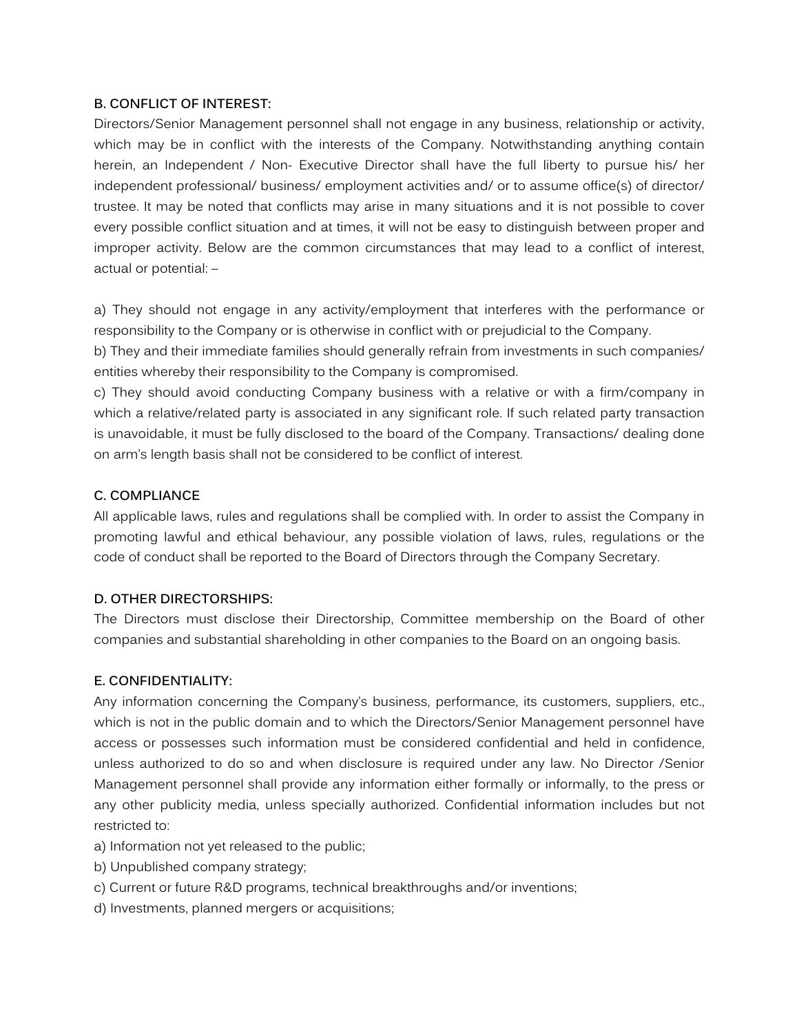**B. CONFLICT OF INTEREST:**

Directors/Senior Management personnel shall not engage in any business, relationship or activity, which may be in conflict with the interests of the Company. Notwithstanding anything contain herein, an Independent / Non- Executive Director shall have the full liberty to pursue his/ her independent professional/ business/ employment activities and/ or to assume office(s) of director/ trustee. It may be noted that conflicts may arise in many situations and it is not possible to cover every possible conflict situation and at times, it will not be easy to distinguish between proper and improper activity. Below are the common circumstances that may lead to a conflict of interest, actual or potential: –

a) They should not engage in any activity/employment that interferes with the performance or responsibility to the Company or is otherwise in conflict with or prejudicial to the Company.
b) They and their immediate families should generally refrain from investments in such companies/ entities whereby their responsibility to the Company is compromised.
c) They should avoid conducting Company business with a relative or with a firm/company in which a relative/related party is associated in any significant role. If such related party transaction is unavoidable, it must be fully disclosed to the board of the Company. Transactions/ dealing done on arm's length basis shall not be considered to be conflict of interest.

**C. COMPLIANCE**

All applicable laws, rules and regulations shall be complied with. In order to assist the Company in promoting lawful and ethical behaviour, any possible violation of laws, rules, regulations or the code of conduct shall be reported to the Board of Directors through the Company Secretary.

**D. OTHER DIRECTORSHIPS:**

The Directors must disclose their Directorship, Committee membership on the Board of other companies and substantial shareholding in other companies to the Board on an ongoing basis.

**E. CONFIDENTIALITY:**

Any information concerning the Company's business, performance, its customers, suppliers, etc., which is not in the public domain and to which the Directors/Senior Management personnel have access or possesses such information must be considered confidential and held in confidence, unless authorized to do so and when disclosure is required under any law. No Director /Senior Management personnel shall provide any information either formally or informally, to the press or any other publicity media, unless specially authorized. Confidential information includes but not restricted to:

a) Information not yet released to the public;
b) Unpublished company strategy;
c) Current or future R&D programs, technical breakthroughs and/or inventions;
d) Investments, planned mergers or acquisitions;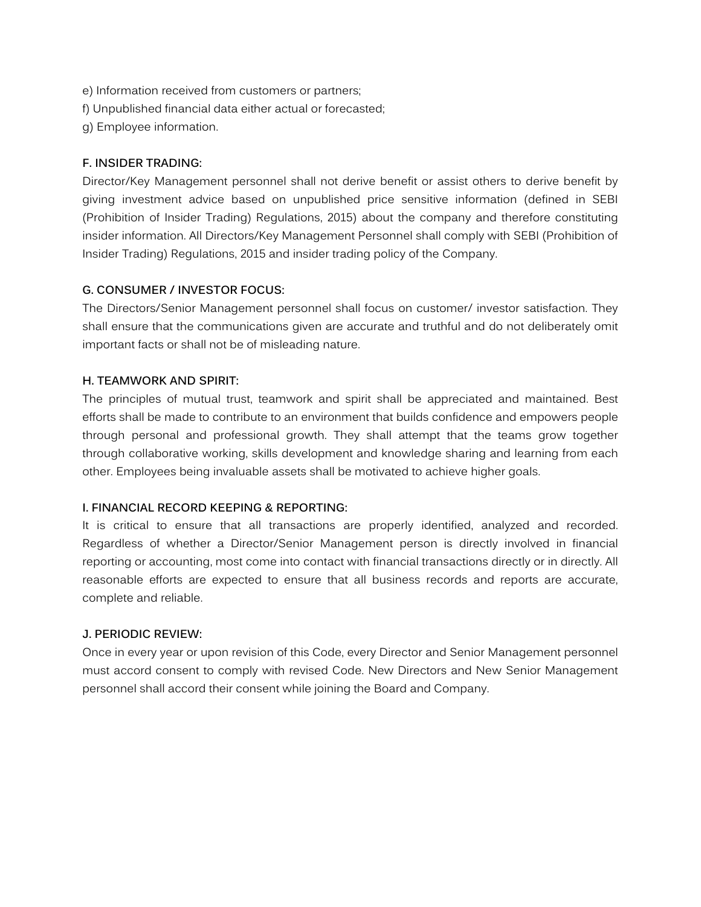e) Information received from customers or partners;
f) Unpublished financial data either actual or forecasted;
g) Employee information.

### F. INSIDER TRADING:

Director/Key Management personnel shall not derive benefit or assist others to derive benefit by giving investment advice based on unpublished price sensitive information (defined in SEBI (Prohibition of Insider Trading) Regulations, 2015) about the company and therefore constituting insider information. All Directors/Key Management Personnel shall comply with SEBI (Prohibition of Insider Trading) Regulations, 2015 and insider trading policy of the Company.

### G. CONSUMER / INVESTOR FOCUS:

The Directors/Senior Management personnel shall focus on customer/ investor satisfaction. They shall ensure that the communications given are accurate and truthful and do not deliberately omit important facts or shall not be of misleading nature.

### H. TEAMWORK AND SPIRIT:

The principles of mutual trust, teamwork and spirit shall be appreciated and maintained. Best efforts shall be made to contribute to an environment that builds confidence and empowers people through personal and professional growth. They shall attempt that the teams grow together through collaborative working, skills development and knowledge sharing and learning from each other. Employees being invaluable assets shall be motivated to achieve higher goals.

### I. FINANCIAL RECORD KEEPING & REPORTING:

It is critical to ensure that all transactions are properly identified, analyzed and recorded. Regardless of whether a Director/Senior Management person is directly involved in financial reporting or accounting, most come into contact with financial transactions directly or in directly. All reasonable efforts are expected to ensure that all business records and reports are accurate, complete and reliable.

### J. PERIODIC REVIEW:

Once in every year or upon revision of this Code, every Director and Senior Management personnel must accord consent to comply with revised Code. New Directors and New Senior Management personnel shall accord their consent while joining the Board and Company.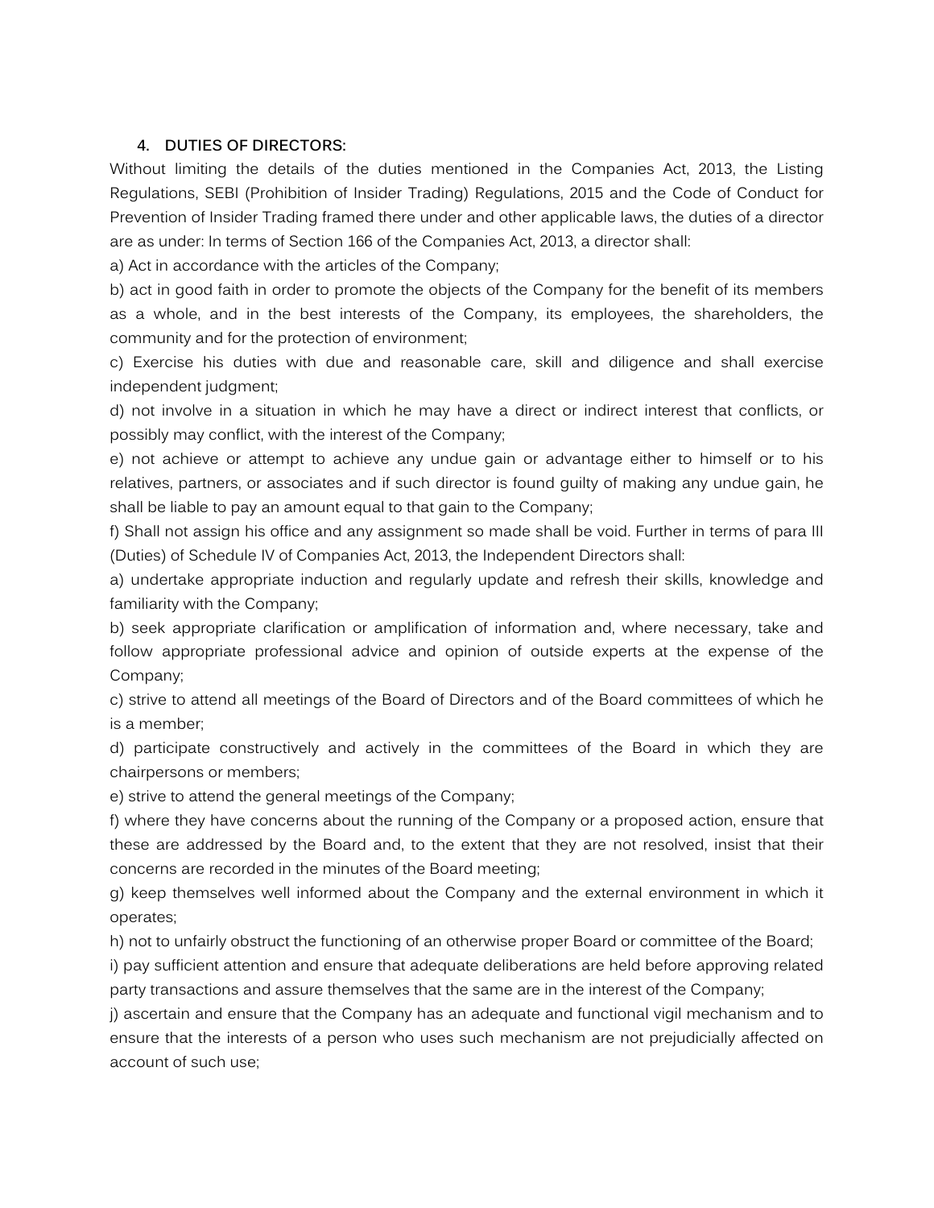## 4. DUTIES OF DIRECTORS:

Without limiting the details of the duties mentioned in the Companies Act, 2013, the Listing Regulations, SEBI (Prohibition of Insider Trading) Regulations, 2015 and the Code of Conduct for Prevention of Insider Trading framed there under and other applicable laws, the duties of a director are as under: In terms of Section 166 of the Companies Act, 2013, a director shall:

a) Act in accordance with the articles of the Company;

b) act in good faith in order to promote the objects of the Company for the benefit of its members as a whole, and in the best interests of the Company, its employees, the shareholders, the community and for the protection of environment;

c) Exercise his duties with due and reasonable care, skill and diligence and shall exercise independent judgment;

d) not involve in a situation in which he may have a direct or indirect interest that conflicts, or possibly may conflict, with the interest of the Company;

e) not achieve or attempt to achieve any undue gain or advantage either to himself or to his relatives, partners, or associates and if such director is found guilty of making any undue gain, he shall be liable to pay an amount equal to that gain to the Company;

f) Shall not assign his office and any assignment so made shall be void. Further in terms of para III (Duties) of Schedule IV of Companies Act, 2013, the Independent Directors shall:

a) undertake appropriate induction and regularly update and refresh their skills, knowledge and familiarity with the Company;

b) seek appropriate clarification or amplification of information and, where necessary, take and follow appropriate professional advice and opinion of outside experts at the expense of the Company;

c) strive to attend all meetings of the Board of Directors and of the Board committees of which he is a member;

d) participate constructively and actively in the committees of the Board in which they are chairpersons or members;

e) strive to attend the general meetings of the Company;

f) where they have concerns about the running of the Company or a proposed action, ensure that these are addressed by the Board and, to the extent that they are not resolved, insist that their concerns are recorded in the minutes of the Board meeting;

g) keep themselves well informed about the Company and the external environment in which it operates;

h) not to unfairly obstruct the functioning of an otherwise proper Board or committee of the Board;

i) pay sufficient attention and ensure that adequate deliberations are held before approving related party transactions and assure themselves that the same are in the interest of the Company;

j) ascertain and ensure that the Company has an adequate and functional vigil mechanism and to ensure that the interests of a person who uses such mechanism are not prejudicially affected on account of such use;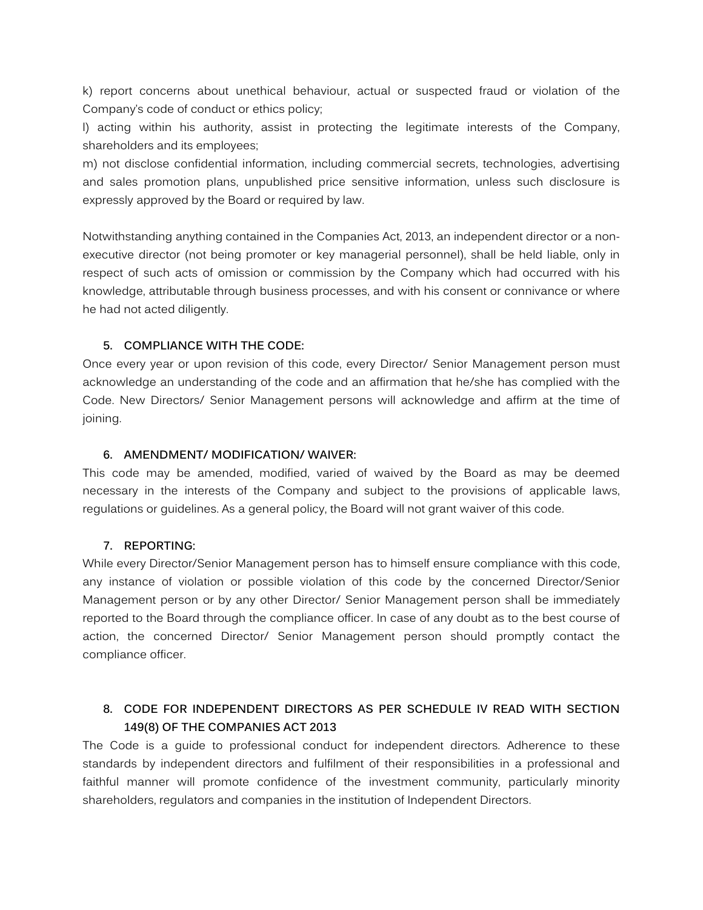k) report concerns about unethical behaviour, actual or suspected fraud or violation of the Company's code of conduct or ethics policy;

l) acting within his authority, assist in protecting the legitimate interests of the Company, shareholders and its employees;

m) not disclose confidential information, including commercial secrets, technologies, advertising and sales promotion plans, unpublished price sensitive information, unless such disclosure is expressly approved by the Board or required by law.

Notwithstanding anything contained in the Companies Act, 2013, an independent director or a non-executive director (not being promoter or key managerial personnel), shall be held liable, only in respect of such acts of omission or commission by the Company which had occurred with his knowledge, attributable through business processes, and with his consent or connivance or where he had not acted diligently.

### 5. COMPLIANCE WITH THE CODE:

Once every year or upon revision of this code, every Director/ Senior Management person must acknowledge an understanding of the code and an affirmation that he/she has complied with the Code. New Directors/ Senior Management persons will acknowledge and affirm at the time of joining.

### 6. AMENDMENT/ MODIFICATION/ WAIVER:

This code may be amended, modified, varied of waived by the Board as may be deemed necessary in the interests of the Company and subject to the provisions of applicable laws, regulations or guidelines. As a general policy, the Board will not grant waiver of this code.

### 7. REPORTING:

While every Director/Senior Management person has to himself ensure compliance with this code, any instance of violation or possible violation of this code by the concerned Director/Senior Management person or by any other Director/ Senior Management person shall be immediately reported to the Board through the compliance officer. In case of any doubt as to the best course of action, the concerned Director/ Senior Management person should promptly contact the compliance officer.

### 8. CODE FOR INDEPENDENT DIRECTORS AS PER SCHEDULE IV READ WITH SECTION 149(8) OF THE COMPANIES ACT 2013

The Code is a guide to professional conduct for independent directors. Adherence to these standards by independent directors and fulfilment of their responsibilities in a professional and faithful manner will promote confidence of the investment community, particularly minority shareholders, regulators and companies in the institution of Independent Directors.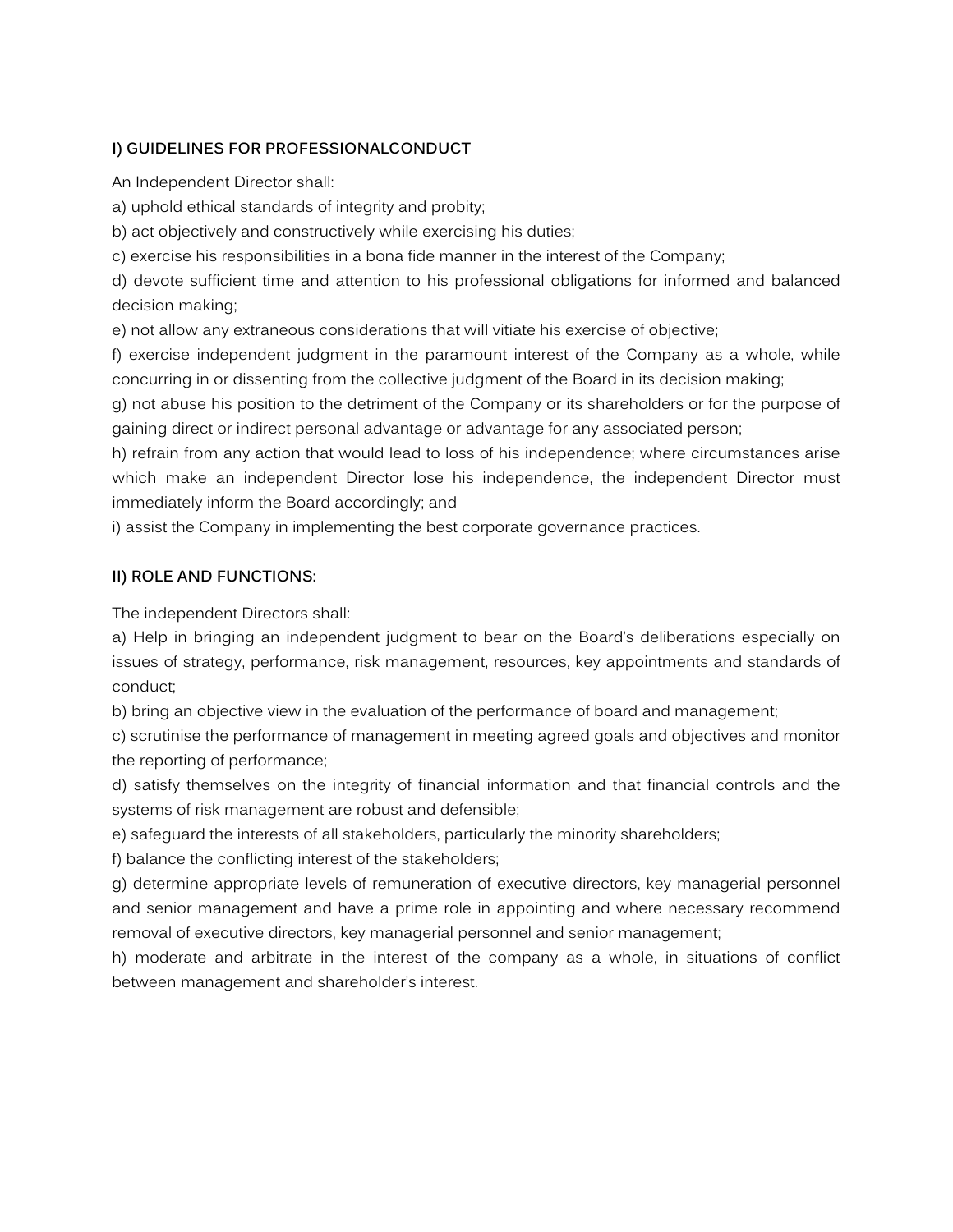## I) GUIDELINES FOR PROFESSIONALCONDUCT

An Independent Director shall:

a) uphold ethical standards of integrity and probity;

b) act objectively and constructively while exercising his duties;

c) exercise his responsibilities in a bona fide manner in the interest of the Company;

d) devote sufficient time and attention to his professional obligations for informed and balanced decision making;

e) not allow any extraneous considerations that will vitiate his exercise of objective;

f) exercise independent judgment in the paramount interest of the Company as a whole, while concurring in or dissenting from the collective judgment of the Board in its decision making;

g) not abuse his position to the detriment of the Company or its shareholders or for the purpose of gaining direct or indirect personal advantage or advantage for any associated person;

h) refrain from any action that would lead to loss of his independence; where circumstances arise which make an independent Director lose his independence, the independent Director must immediately inform the Board accordingly; and

i) assist the Company in implementing the best corporate governance practices.

## II) ROLE AND FUNCTIONS:

The independent Directors shall:

a) Help in bringing an independent judgment to bear on the Board's deliberations especially on issues of strategy, performance, risk management, resources, key appointments and standards of conduct;

b) bring an objective view in the evaluation of the performance of board and management;

c) scrutinise the performance of management in meeting agreed goals and objectives and monitor the reporting of performance;

d) satisfy themselves on the integrity of financial information and that financial controls and the systems of risk management are robust and defensible;

e) safeguard the interests of all stakeholders, particularly the minority shareholders;

f) balance the conflicting interest of the stakeholders;

g) determine appropriate levels of remuneration of executive directors, key managerial personnel and senior management and have a prime role in appointing and where necessary recommend removal of executive directors, key managerial personnel and senior management;

h) moderate and arbitrate in the interest of the company as a whole, in situations of conflict between management and shareholder's interest.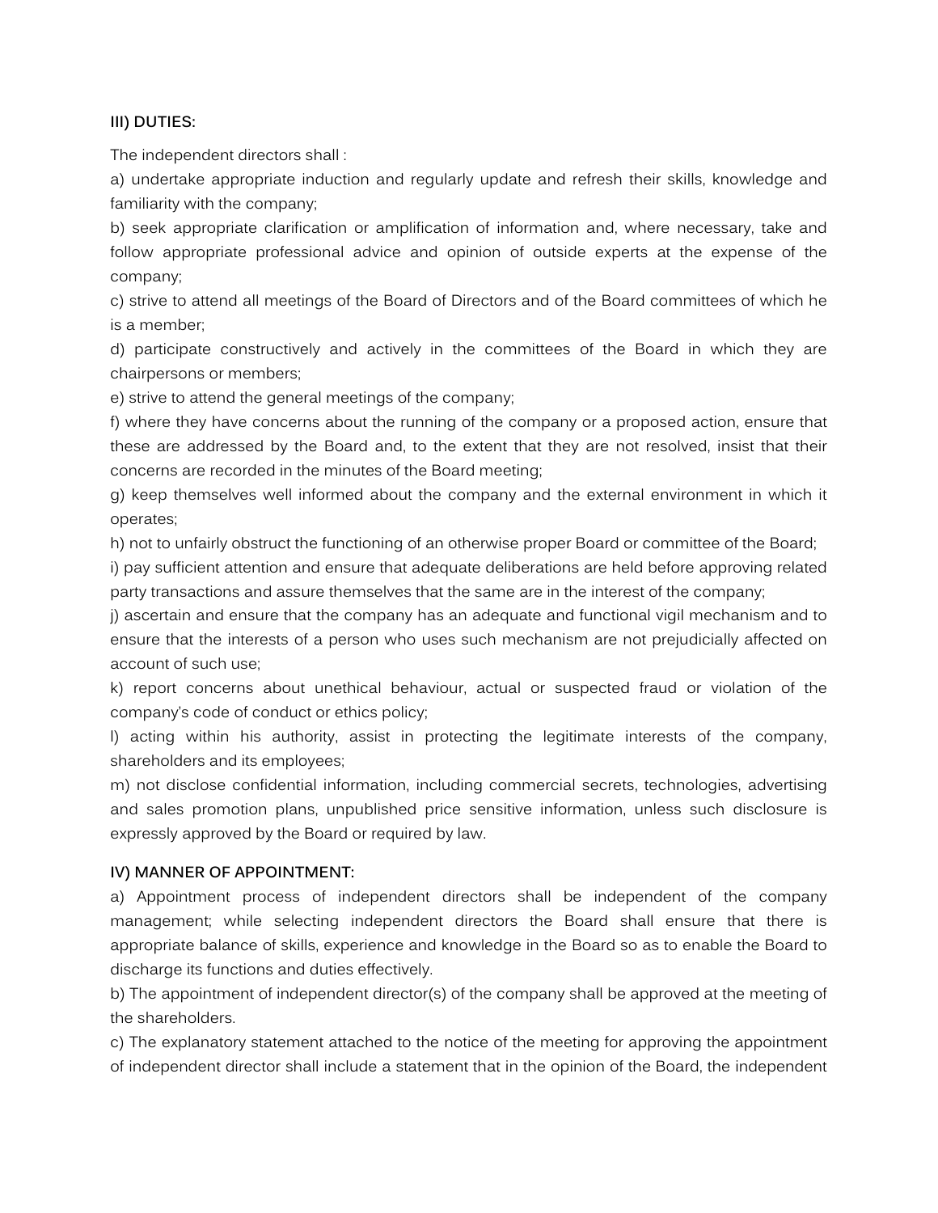**III) DUTIES:**

The independent directors shall :

a) undertake appropriate induction and regularly update and refresh their skills, knowledge and familiarity with the company;

b) seek appropriate clarification or amplification of information and, where necessary, take and follow appropriate professional advice and opinion of outside experts at the expense of the company;

c) strive to attend all meetings of the Board of Directors and of the Board committees of which he is a member;

d) participate constructively and actively in the committees of the Board in which they are chairpersons or members;

e) strive to attend the general meetings of the company;

f) where they have concerns about the running of the company or a proposed action, ensure that these are addressed by the Board and, to the extent that they are not resolved, insist that their concerns are recorded in the minutes of the Board meeting;

g) keep themselves well informed about the company and the external environment in which it operates;

h) not to unfairly obstruct the functioning of an otherwise proper Board or committee of the Board;

i) pay sufficient attention and ensure that adequate deliberations are held before approving related party transactions and assure themselves that the same are in the interest of the company;

j) ascertain and ensure that the company has an adequate and functional vigil mechanism and to ensure that the interests of a person who uses such mechanism are not prejudicially affected on account of such use;

k) report concerns about unethical behaviour, actual or suspected fraud or violation of the company's code of conduct or ethics policy;

l) acting within his authority, assist in protecting the legitimate interests of the company, shareholders and its employees;

m) not disclose confidential information, including commercial secrets, technologies, advertising and sales promotion plans, unpublished price sensitive information, unless such disclosure is expressly approved by the Board or required by law.

**IV) MANNER OF APPOINTMENT:**

a) Appointment process of independent directors shall be independent of the company management; while selecting independent directors the Board shall ensure that there is appropriate balance of skills, experience and knowledge in the Board so as to enable the Board to discharge its functions and duties effectively.

b) The appointment of independent director(s) of the company shall be approved at the meeting of the shareholders.

c) The explanatory statement attached to the notice of the meeting for approving the appointment of independent director shall include a statement that in the opinion of the Board, the independent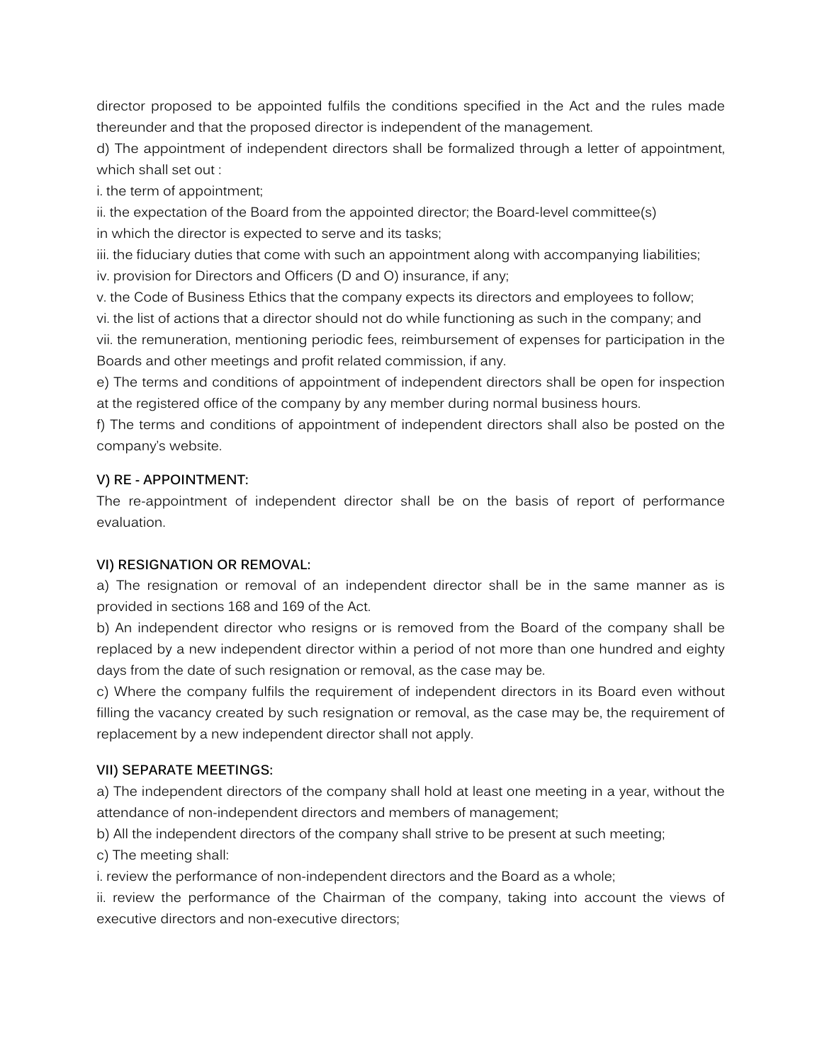director proposed to be appointed fulfils the conditions specified in the Act and the rules made thereunder and that the proposed director is independent of the management.

d) The appointment of independent directors shall be formalized through a letter of appointment, which shall set out :

i. the term of appointment;

ii. the expectation of the Board from the appointed director; the Board-level committee(s) in which the director is expected to serve and its tasks;

iii. the fiduciary duties that come with such an appointment along with accompanying liabilities;

iv. provision for Directors and Officers (D and O) insurance, if any;

v. the Code of Business Ethics that the company expects its directors and employees to follow;

vi. the list of actions that a director should not do while functioning as such in the company; and

vii. the remuneration, mentioning periodic fees, reimbursement of expenses for participation in the Boards and other meetings and profit related commission, if any.

e) The terms and conditions of appointment of independent directors shall be open for inspection at the registered office of the company by any member during normal business hours.

f) The terms and conditions of appointment of independent directors shall also be posted on the company's website.

**V) RE - APPOINTMENT:**

The re-appointment of independent director shall be on the basis of report of performance evaluation.

**VI) RESIGNATION OR REMOVAL:**

a) The resignation or removal of an independent director shall be in the same manner as is provided in sections 168 and 169 of the Act.

b) An independent director who resigns or is removed from the Board of the company shall be replaced by a new independent director within a period of not more than one hundred and eighty days from the date of such resignation or removal, as the case may be.

c) Where the company fulfils the requirement of independent directors in its Board even without filling the vacancy created by such resignation or removal, as the case may be, the requirement of replacement by a new independent director shall not apply.

**VII) SEPARATE MEETINGS:**

a) The independent directors of the company shall hold at least one meeting in a year, without the attendance of non-independent directors and members of management;

b) All the independent directors of the company shall strive to be present at such meeting;

c) The meeting shall:

i. review the performance of non-independent directors and the Board as a whole;

ii. review the performance of the Chairman of the company, taking into account the views of executive directors and non-executive directors;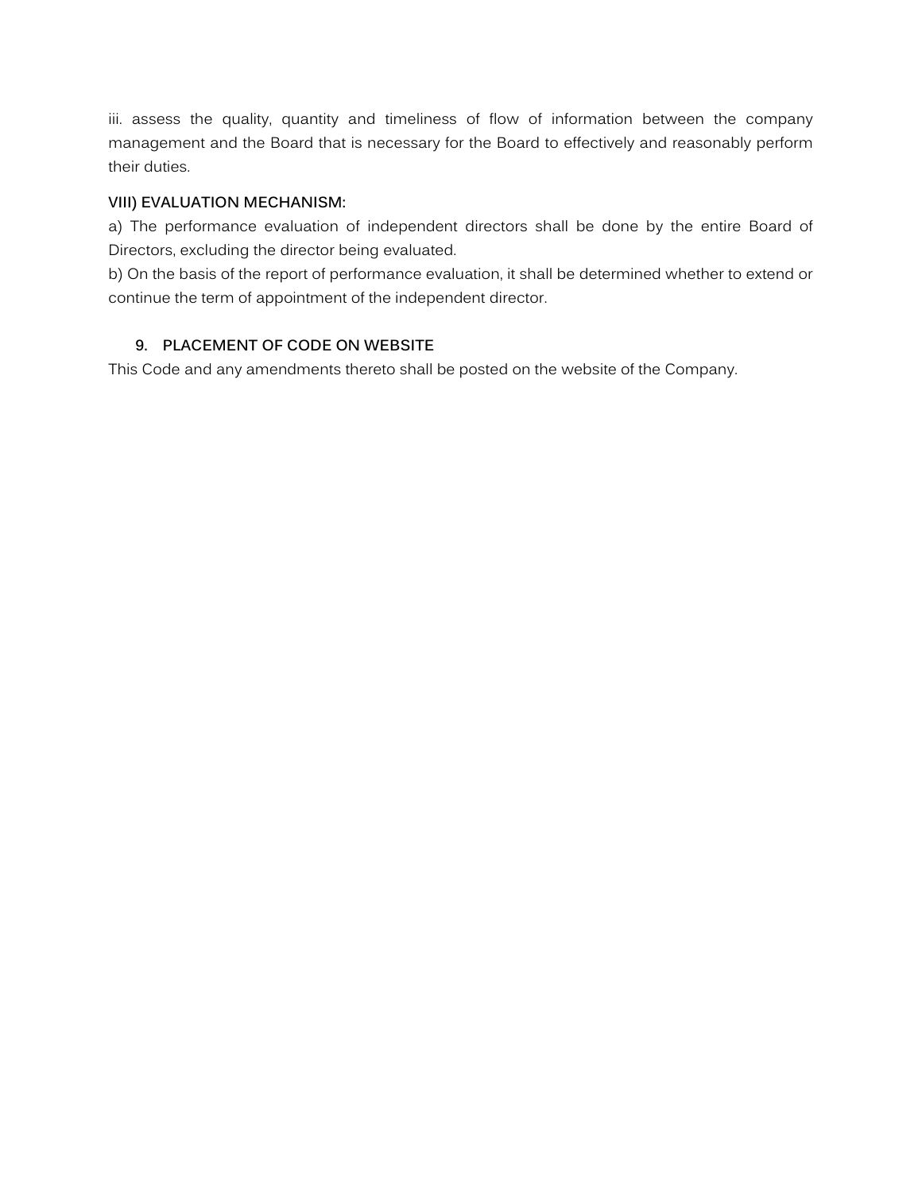iii. assess the quality, quantity and timeliness of flow of information between the company management and the Board that is necessary for the Board to effectively and reasonably perform their duties.

**VIII) EVALUATION MECHANISM:**

a) The performance evaluation of independent directors shall be done by the entire Board of Directors, excluding the director being evaluated.

b) On the basis of the report of performance evaluation, it shall be determined whether to extend or continue the term of appointment of the independent director.

## 9. PLACEMENT OF CODE ON WEBSITE

This Code and any amendments thereto shall be posted on the website of the Company.